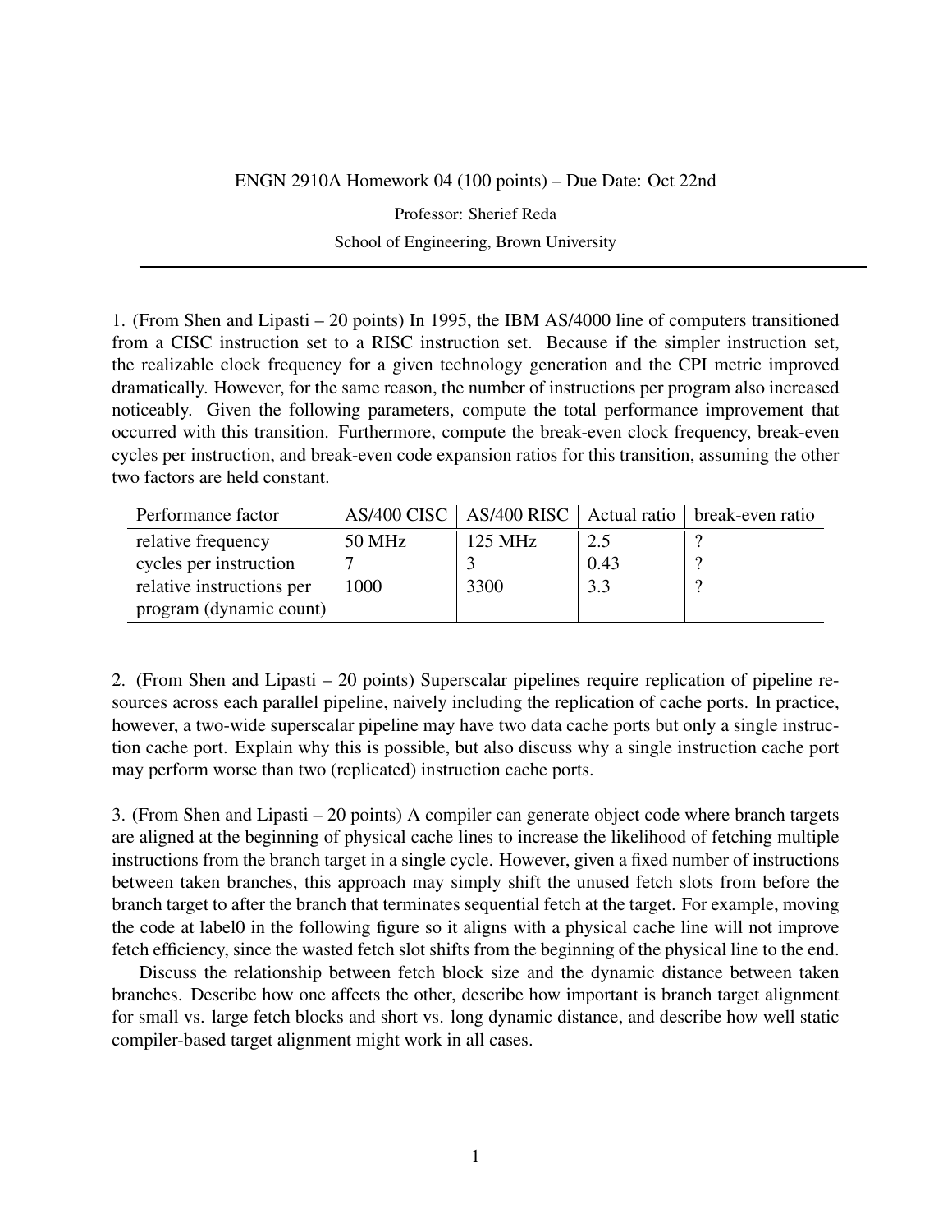ENGN 2910A Homework 04 (100 points) – Due Date: Oct 22nd

Professor: Sherief Reda

School of Engineering, Brown University

---

1. (From Shen and Lipasti – 20 points) In 1995, the IBM AS/4000 line of computers transitioned from a CISC instruction set to a RISC instruction set. Because if the simpler instruction set, the realizable clock frequency for a given technology generation and the CPI metric improved dramatically. However, for the same reason, the number of instructions per program also increased noticeably. Given the following parameters, compute the total performance improvement that occurred with this transition. Furthermore, compute the break-even clock frequency, break-even cycles per instruction, and break-even code expansion ratios for this transition, assuming the other two factors are held constant.

| Performance factor | AS/400 CISC | AS/400 RISC | Actual ratio | break-even ratio |
|---|---|---|---|---|
| relative frequency | 50 MHz | 125 MHz | 2.5 | ? |
| cycles per instruction | 7 | 3 | 0.43 | ? |
| relative instructions per program (dynamic count) | 1000 | 3300 | 3.3 | ? |

2. (From Shen and Lipasti – 20 points) Superscalar pipelines require replication of pipeline resources across each parallel pipeline, naively including the replication of cache ports. In practice, however, a two-wide superscalar pipeline may have two data cache ports but only a single instruction cache port. Explain why this is possible, but also discuss why a single instruction cache port may perform worse than two (replicated) instruction cache ports.

3. (From Shen and Lipasti – 20 points) A compiler can generate object code where branch targets are aligned at the beginning of physical cache lines to increase the likelihood of fetching multiple instructions from the branch target in a single cycle. However, given a fixed number of instructions between taken branches, this approach may simply shift the unused fetch slots from before the branch target to after the branch that terminates sequential fetch at the target. For example, moving the code at label0 in the following figure so it aligns with a physical cache line will not improve fetch efficiency, since the wasted fetch slot shifts from the beginning of the physical line to the end.

Discuss the relationship between fetch block size and the dynamic distance between taken branches. Describe how one affects the other, describe how important is branch target alignment for small vs. large fetch blocks and short vs. long dynamic distance, and describe how well static compiler-based target alignment might work in all cases.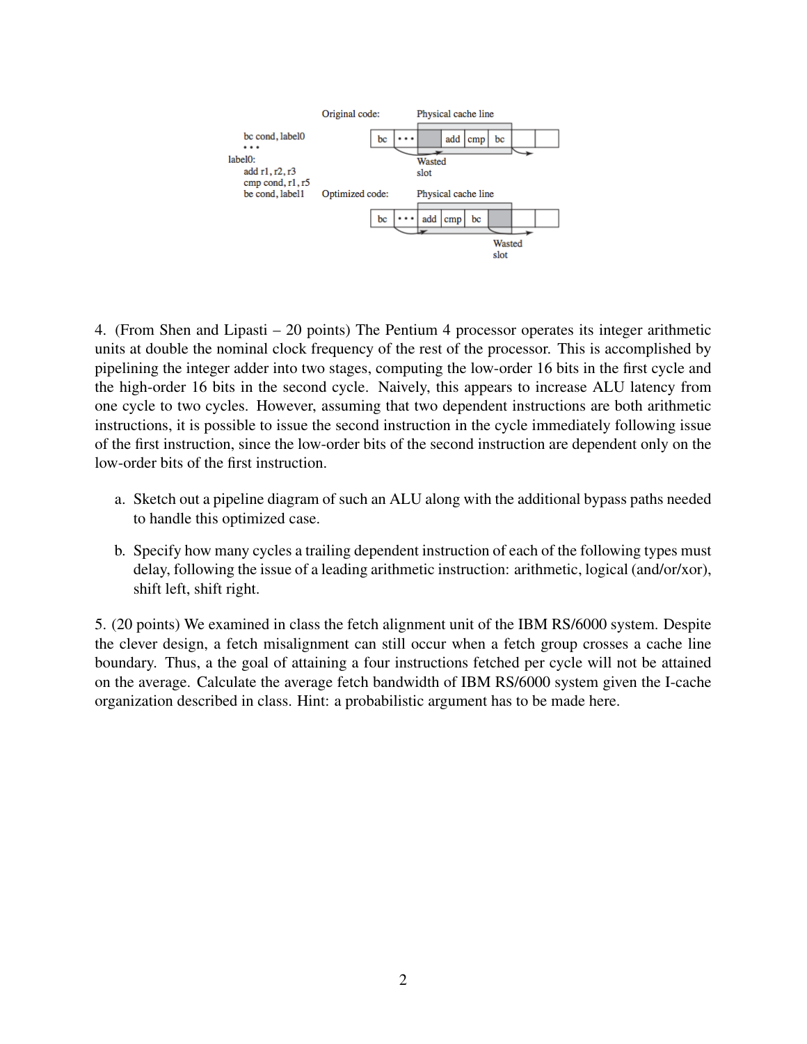Original code:

```
bc cond, label0
• • •
label0:
    add r1, r2, r3
    cmp cond, r1, r5
    be cond, label1
```

Physical cache line

bc • • • add cmp bc

Wasted slot

Optimized code:

Physical cache line

bc • • • add cmp bc

Wasted slot

4. (From Shen and Lipasti – 20 points) The Pentium 4 processor operates its integer arithmetic units at double the nominal clock frequency of the rest of the processor. This is accomplished by pipelining the integer adder into two stages, computing the low-order 16 bits in the first cycle and the high-order 16 bits in the second cycle. Naively, this appears to increase ALU latency from one cycle to two cycles. However, assuming that two dependent instructions are both arithmetic instructions, it is possible to issue the second instruction in the cycle immediately following issue of the first instruction, since the low-order bits of the second instruction are dependent only on the low-order bits of the first instruction.

a. Sketch out a pipeline diagram of such an ALU along with the additional bypass paths needed to handle this optimized case.

b. Specify how many cycles a trailing dependent instruction of each of the following types must delay, following the issue of a leading arithmetic instruction: arithmetic, logical (and/or/xor), shift left, shift right.

5. (20 points) We examined in class the fetch alignment unit of the IBM RS/6000 system. Despite the clever design, a fetch misalignment can still occur when a fetch group crosses a cache line boundary. Thus, a the goal of attaining a four instructions fetched per cycle will not be attained on the average. Calculate the average fetch bandwidth of IBM RS/6000 system given the I-cache organization described in class. Hint: a probabilistic argument has to be made here.